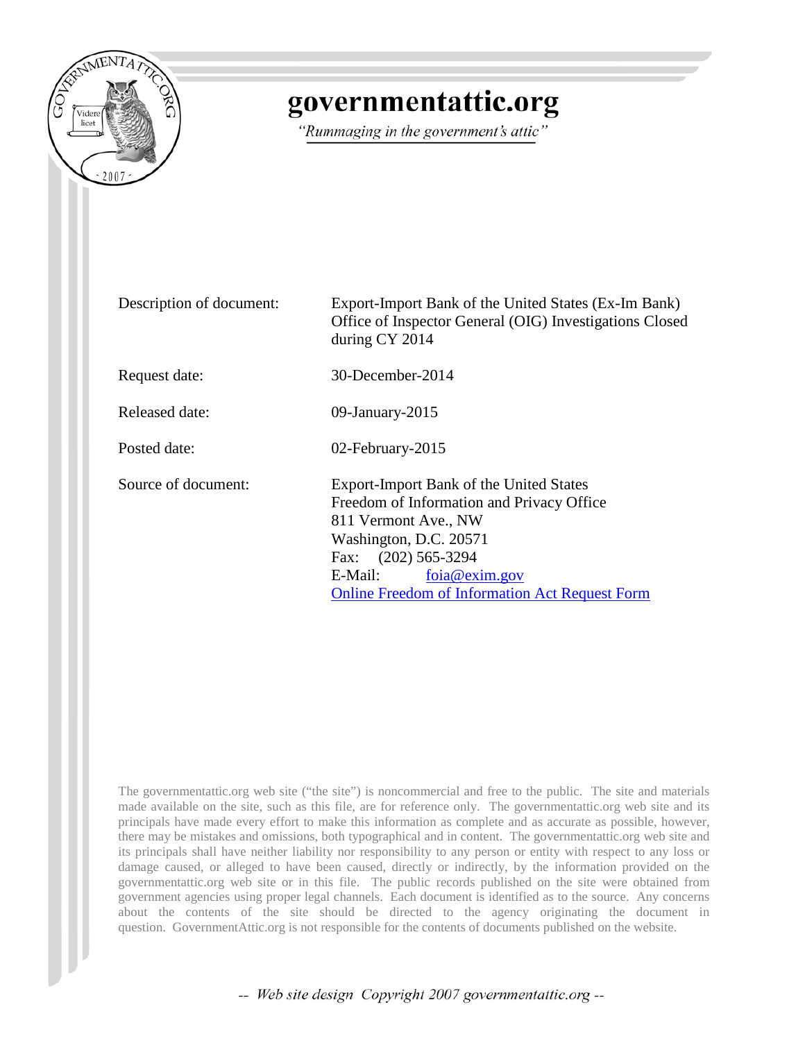# governmentattic.org

*"Rummaging in the government's attic"*

| | |
|---|---|
| Description of document: | Export-Import Bank of the United States (Ex-Im Bank) Office of Inspector General (OIG) Investigations Closed during CY 2014 |
| Request date: | 30-December-2014 |
| Released date: | 09-January-2015 |
| Posted date: | 02-February-2015 |
| Source of document: | Export-Import Bank of the United States<br>Freedom of Information and Privacy Office<br>811 Vermont Ave., NW<br>Washington, D.C. 20571<br>Fax: (202) 565-3294<br>E-Mail: foia@exim.gov<br>Online Freedom of Information Act Request Form |

The governmentattic.org web site ("the site") is noncommercial and free to the public. The site and materials made available on the site, such as this file, are for reference only. The governmentattic.org web site and its principals have made every effort to make this information as complete and as accurate as possible, however, there may be mistakes and omissions, both typographical and in content. The governmentattic.org web site and its principals shall have neither liability nor responsibility to any person or entity with respect to any loss or damage caused, or alleged to have been caused, directly or indirectly, by the information provided on the governmentattic.org web site or in this file. The public records published on the site were obtained from government agencies using proper legal channels. Each document is identified as to the source. Any concerns about the contents of the site should be directed to the agency originating the document in question. GovernmentAttic.org is not responsible for the contents of documents published on the website.

*-- Web site design Copyright 2007 governmentattic.org --*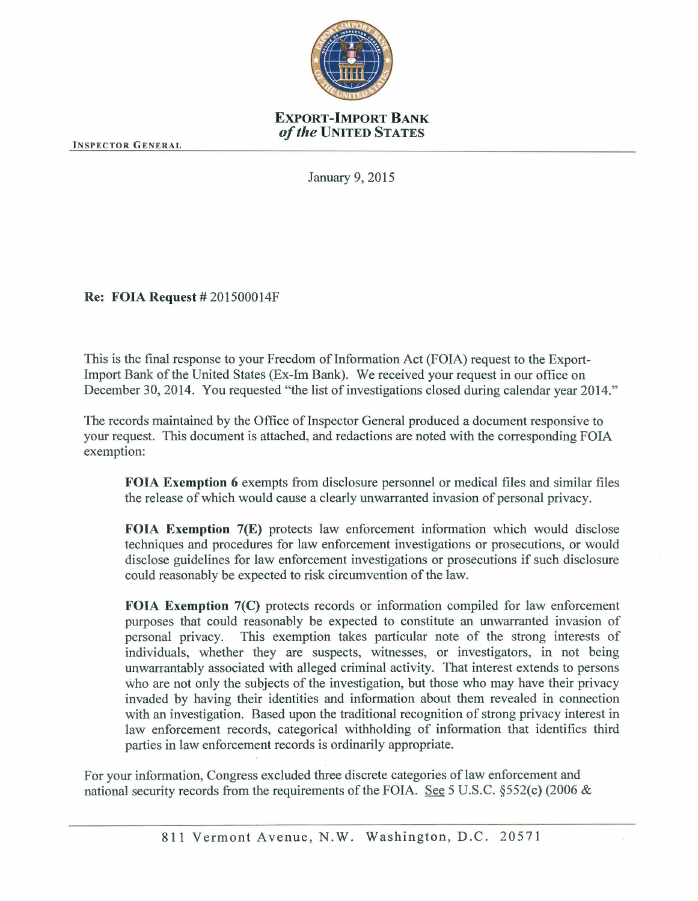**EXPORT-IMPORT BANK**
***of the* UNITED STATES**

INSPECTOR GENERAL

January 9, 2015

**Re: FOIA Request #** 201500014F

This is the final response to your Freedom of Information Act (FOIA) request to the Export-Import Bank of the United States (Ex-Im Bank). We received your request in our office on December 30, 2014. You requested "the list of investigations closed during calendar year 2014."

The records maintained by the Office of Inspector General produced a document responsive to your request. This document is attached, and redactions are noted with the corresponding FOIA exemption:

> **FOIA Exemption 6** exempts from disclosure personnel or medical files and similar files the release of which would cause a clearly unwarranted invasion of personal privacy.
>
> **FOIA Exemption 7(E)** protects law enforcement information which would disclose techniques and procedures for law enforcement investigations or prosecutions, or would disclose guidelines for law enforcement investigations or prosecutions if such disclosure could reasonably be expected to risk circumvention of the law.
>
> **FOIA Exemption 7(C)** protects records or information compiled for law enforcement purposes that could reasonably be expected to constitute an unwarranted invasion of personal privacy. This exemption takes particular note of the strong interests of individuals, whether they are suspects, witnesses, or investigators, in not being unwarrantably associated with alleged criminal activity. That interest extends to persons who are not only the subjects of the investigation, but those who may have their privacy invaded by having their identities and information about them revealed in connection with an investigation. Based upon the traditional recognition of strong privacy interest in law enforcement records, categorical withholding of information that identifies third parties in law enforcement records is ordinarily appropriate.

For your information, Congress excluded three discrete categories of law enforcement and national security records from the requirements of the FOIA. See 5 U.S.C. §552(c) (2006 &

811 Vermont Avenue, N.W. Washington, D.C. 20571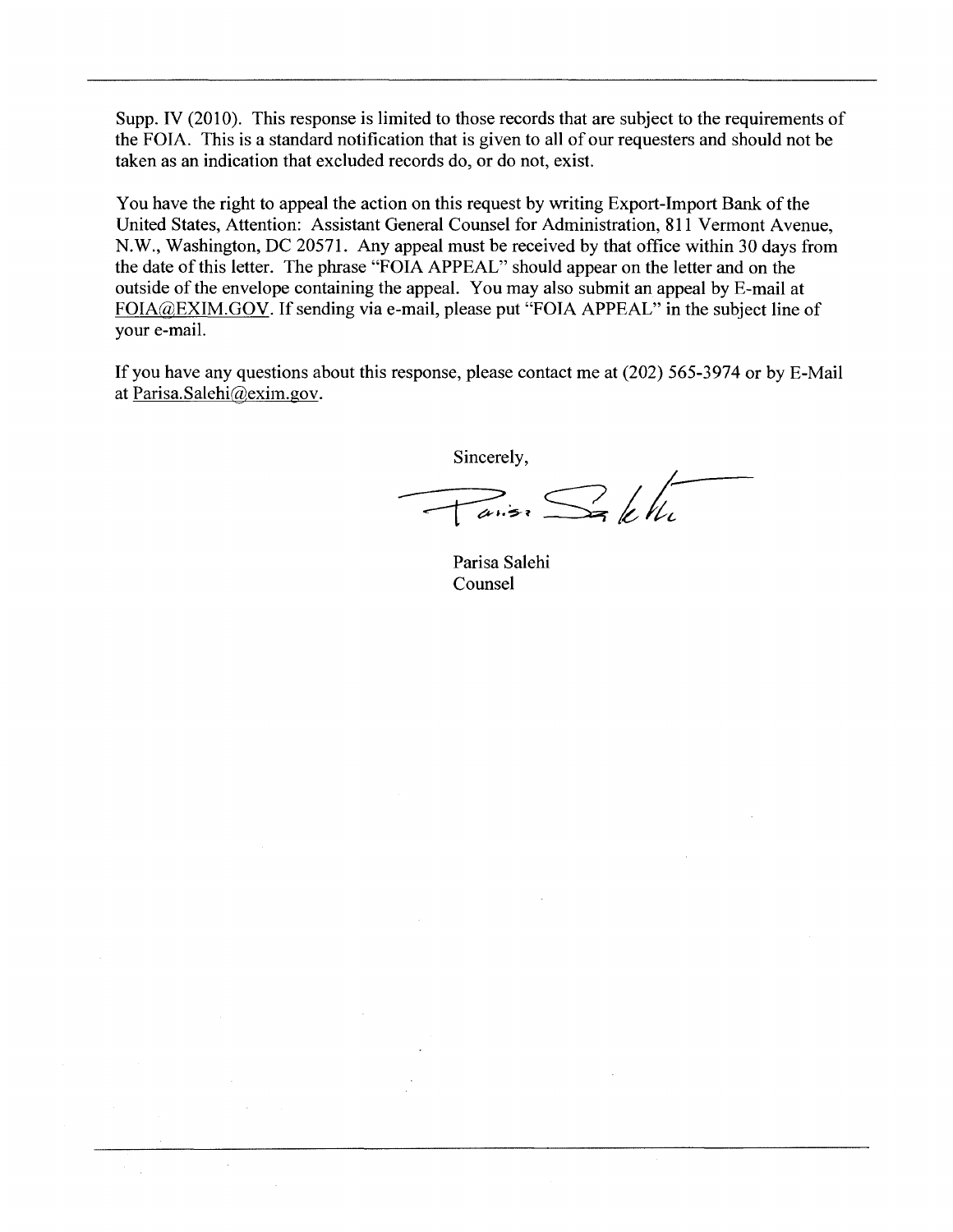Supp. IV (2010). This response is limited to those records that are subject to the requirements of the FOIA. This is a standard notification that is given to all of our requesters and should not be taken as an indication that excluded records do, or do not, exist.

You have the right to appeal the action on this request by writing Export-Import Bank of the United States, Attention: Assistant General Counsel for Administration, 811 Vermont Avenue, N.W., Washington, DC 20571. Any appeal must be received by that office within 30 days from the date of this letter. The phrase "FOIA APPEAL" should appear on the letter and on the outside of the envelope containing the appeal. You may also submit an appeal by E-mail at FOIA@EXIM.GOV. If sending via e-mail, please put "FOIA APPEAL" in the subject line of your e-mail.

If you have any questions about this response, please contact me at (202) 565-3974 or by E-Mail at Parisa.Salehi@exim.gov.

Sincerely,

Parisa Salehi
Counsel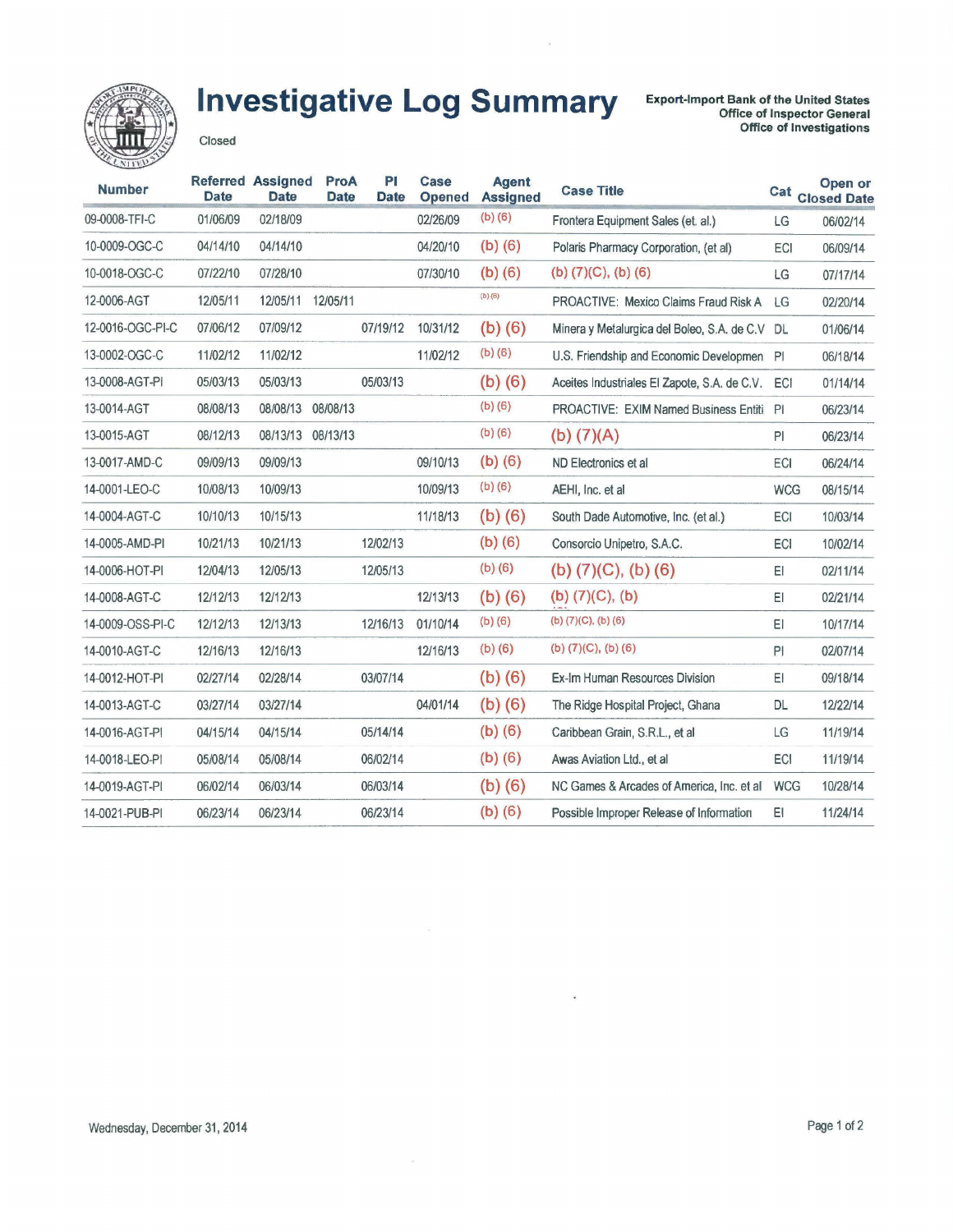# Investigative Log Summary

Closed

**Export-Import Bank of the United States**
**Office of Inspector General**
**Office of Investigations**

| Number | Referred Date | Assigned Date | ProA Date | PI Date | Case Opened | Agent Assigned | Case Title | Cat | Open or Closed Date |
|---|---|---|---|---|---|---|---|---|---|
| 09-0008-TFI-C | 01/06/09 | 02/18/09 | | | 02/26/09 | (b) (6) | Frontera Equipment Sales (et. al.) | LG | 06/02/14 |
| 10-0009-OGC-C | 04/14/10 | 04/14/10 | | | 04/20/10 | (b) (6) | Polaris Pharmacy Corporation, (et al) | ECI | 06/09/14 |
| 10-0018-OGC-C | 07/22/10 | 07/28/10 | | | 07/30/10 | (b) (6) | (b) (7)(C), (b) (6) | LG | 07/17/14 |
| 12-0006-AGT | 12/05/11 | 12/05/11 | 12/05/11 | | | (b) (6) | PROACTIVE: Mexico Claims Fraud Risk A | LG | 02/20/14 |
| 12-0016-OGC-PI-C | 07/06/12 | 07/09/12 | | 07/19/12 | 10/31/12 | (b) (6) | Minera y Metalurgica del Boleo, S.A. de C.V | DL | 01/06/14 |
| 13-0002-OGC-C | 11/02/12 | 11/02/12 | | | 11/02/12 | (b) (6) | U.S. Friendship and Economic Developmen | PI | 06/18/14 |
| 13-0008-AGT-PI | 05/03/13 | 05/03/13 | | 05/03/13 | | (b) (6) | Aceites Industriales El Zapote, S.A. de C.V. | ECI | 01/14/14 |
| 13-0014-AGT | 08/08/13 | 08/08/13 | 08/08/13 | | | (b) (6) | PROACTIVE: EXIM Named Business Entiti | PI | 06/23/14 |
| 13-0015-AGT | 08/12/13 | 08/13/13 | 08/13/13 | | | (b) (6) | (b) (7)(A) | PI | 06/23/14 |
| 13-0017-AMD-C | 09/09/13 | 09/09/13 | | | 09/10/13 | (b) (6) | ND Electronics et al | ECI | 06/24/14 |
| 14-0001-LEO-C | 10/08/13 | 10/09/13 | | | 10/09/13 | (b) (6) | AEHI, Inc. et al | WCG | 08/15/14 |
| 14-0004-AGT-C | 10/10/13 | 10/15/13 | | | 11/18/13 | (b) (6) | South Dade Automotive, Inc. (et al.) | ECI | 10/03/14 |
| 14-0005-AMD-PI | 10/21/13 | 10/21/13 | | 12/02/13 | | (b) (6) | Consorcio Unipetro, S.A.C. | ECI | 10/02/14 |
| 14-0006-HOT-PI | 12/04/13 | 12/05/13 | | 12/05/13 | | (b) (6) | (b) (7)(C), (b) (6) | EI | 02/11/14 |
| 14-0008-AGT-C | 12/12/13 | 12/12/13 | | | 12/13/13 | (b) (6) | (b) (7)(C), (b) | EI | 02/21/14 |
| 14-0009-OSS-PI-C | 12/12/13 | 12/13/13 | | 12/16/13 | 01/10/14 | (b) (6) | (b) (7)(C), (b) (6) | EI | 10/17/14 |
| 14-0010-AGT-C | 12/16/13 | 12/16/13 | | | 12/16/13 | (b) (6) | (b) (7)(C), (b) (6) | PI | 02/07/14 |
| 14-0012-HOT-PI | 02/27/14 | 02/28/14 | | 03/07/14 | | (b) (6) | Ex-Im Human Resources Division | EI | 09/18/14 |
| 14-0013-AGT-C | 03/27/14 | 03/27/14 | | | 04/01/14 | (b) (6) | The Ridge Hospital Project, Ghana | DL | 12/22/14 |
| 14-0016-AGT-PI | 04/15/14 | 04/15/14 | | 05/14/14 | | (b) (6) | Caribbean Grain, S.R.L., et al | LG | 11/19/14 |
| 14-0018-LEO-PI | 05/08/14 | 05/08/14 | | 06/02/14 | | (b) (6) | Awas Aviation Ltd., et al | ECI | 11/19/14 |
| 14-0019-AGT-PI | 06/02/14 | 06/03/14 | | 06/03/14 | | (b) (6) | NC Games & Arcades of America, Inc. et al | WCG | 10/28/14 |
| 14-0021-PUB-PI | 06/23/14 | 06/23/14 | | 06/23/14 | | (b) (6) | Possible Improper Release of Information | EI | 11/24/14 |

Wednesday, December 31, 2014